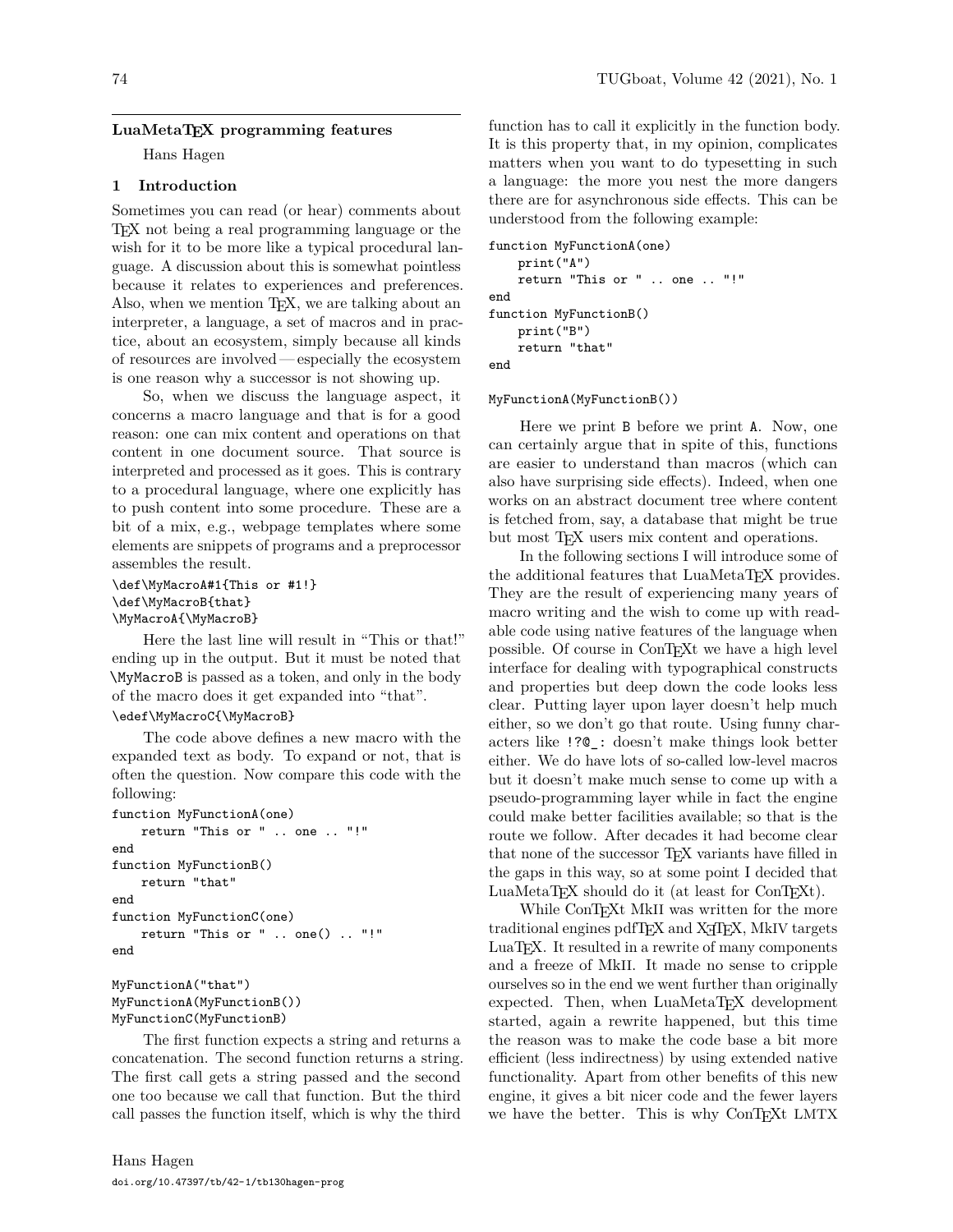## LuaMetaTeX programming features

Hans Hagen

### 1 Introduction

Sometimes you can read (or hear) comments about TeX not being a real programming language or the wish for it to be more like a typical procedural language. A discussion about this is somewhat pointless because it relates to experiences and preferences. Also, when we mention TeX, we are talking about an interpreter, a language, a set of macros and in practice, about an ecosystem, simply because all kinds of resources are involved — especially the ecosystem is one reason why a successor is not showing up.

So, when we discuss the language aspect, it concerns a macro language and that is for a good reason: one can mix content and operations on that content in one document source. That source is interpreted and processed as it goes. This is contrary to a procedural language, where one explicitly has to push content into some procedure. These are a bit of a mix, e.g., webpage templates where some elements are snippets of programs and a preprocessor assembles the result.

```
\def\MyMacroA#1{This or #1!}
\def\MyMacroB{that}
\MyMacroA{\MyMacroB}
```

Here the last line will result in “This or that!” ending up in the output. But it must be noted that `\MyMacroB` is passed as a token, and only in the body of the macro does it get expanded into “that”.

```
\edef\MyMacroC{\MyMacroB}
```

The code above defines a new macro with the expanded text as body. To expand or not, that is often the question. Now compare this code with the following:

```
function MyFunctionA(one)
    return "This or " .. one .. "!"
end
function MyFunctionB()
    return "that"
end
function MyFunctionC(one)
    return "This or " .. one() .. "!"
end

MyFunctionA("that")
MyFunctionA(MyFunctionB())
MyFunctionC(MyFunctionB)
```

The first function expects a string and returns a concatenation. The second function returns a string. The first call gets a string passed and the second one too because we call that function. But the third call passes the function itself, which is why the third function has to call it explicitly in the function body. It is this property that, in my opinion, complicates matters when you want to do typesetting in such a language: the more you nest the more dangers there are for asynchronous side effects. This can be understood from the following example:

```
function MyFunctionA(one)
    print("A")
    return "This or " .. one .. "!"
end
function MyFunctionB()
    print("B")
    return "that"
end

MyFunctionA(MyFunctionB())
```

Here we print `B` before we print `A`. Now, one can certainly argue that in spite of this, functions are easier to understand than macros (which can also have surprising side effects). Indeed, when one works on an abstract document tree where content is fetched from, say, a database that might be true but most TeX users mix content and operations.

In the following sections I will introduce some of the additional features that LuaMetaTeX provides. They are the result of experiencing many years of macro writing and the wish to come up with readable code using native features of the language when possible. Of course in ConTeXt we have a high level interface for dealing with typographical constructs and properties but deep down the code looks less clear. Putting layer upon layer doesn't help much either, so we don't go that route. Using funny characters like `!?@_:` doesn't make things look better either. We do have lots of so-called low-level macros but it doesn't make much sense to come up with a pseudo-programming layer while in fact the engine could make better facilities available; so that is the route we follow. After decades it had become clear that none of the successor TeX variants have filled in the gaps in this way, so at some point I decided that LuaMetaTeX should do it (at least for ConTeXt).

While ConTeXt MkII was written for the more traditional engines pdfTeX and XeTeX, MkIV targets LuaTeX. It resulted in a rewrite of many components and a freeze of MkII. It made no sense to cripple ourselves so in the end we went further than originally expected. Then, when LuaMetaTeX development started, again a rewrite happened, but this time the reason was to make the code base a bit more efficient (less indirectness) by using extended native functionality. Apart from other benefits of this new engine, it gives a bit nicer code and the fewer layers we have the better. This is why ConTeXt LMTX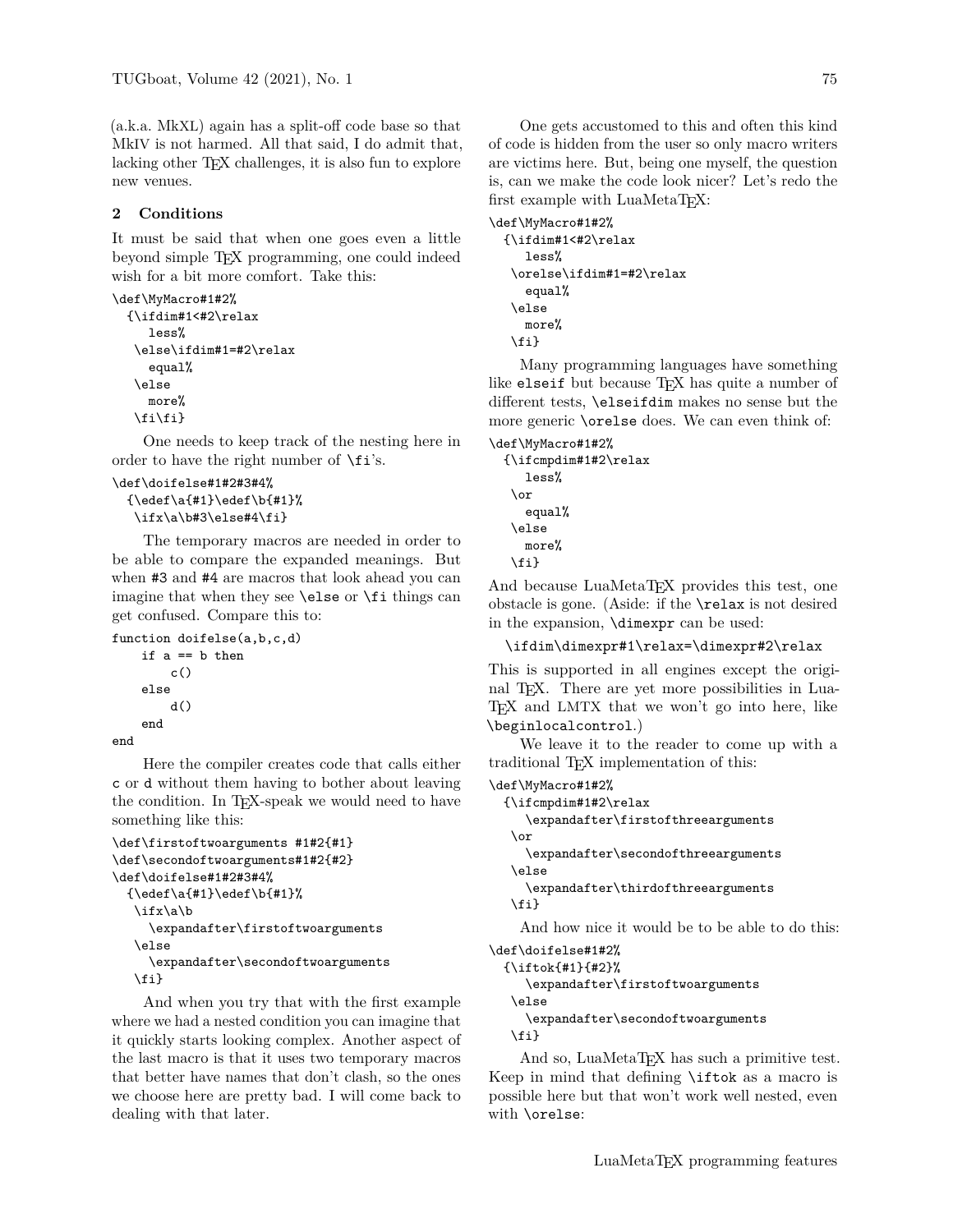(a.k.a. MkXL) again has a split-off code base so that MkIV is not harmed. All that said, I do admit that, lacking other TEX challenges, it is also fun to explore new venues.

## 2 Conditions

It must be said that when one goes even a little beyond simple TEX programming, one could indeed wish for a bit more comfort. Take this:

```
\def\MyMacro#1#2%
  {\ifdim#1<#2\relax
     less%
   \else\ifdim#1=#2\relax
     equal%
   \else
     more%
   \fi\fi}
```

One needs to keep track of the nesting here in order to have the right number of `\fi`'s.

```
\def\doifelse#1#2#3#4%
  {\edef\a{#1}\edef\b{#1}%
   \ifx\a\b#3\else#4\fi}
```

The temporary macros are needed in order to be able to compare the expanded meanings. But when `#3` and `#4` are macros that look ahead you can imagine that when they see `\else` or `\fi` things can get confused. Compare this to:

```
function doifelse(a,b,c,d)
    if a == b then
        c()
    else
        d()
    end
end
```

Here the compiler creates code that calls either `c` or `d` without them having to bother about leaving the condition. In TEX-speak we would need to have something like this:

```
\def\firstoftwoarguments #1#2{#1}
\def\secondoftwoarguments#1#2{#2}
\def\doifelse#1#2#3#4%
  {\edef\a{#1}\edef\b{#1}%
   \ifx\a\b
     \expandafter\firstoftwoarguments
   \else
     \expandafter\secondoftwoarguments
   \fi}
```

And when you try that with the first example where we had a nested condition you can imagine that it quickly starts looking complex. Another aspect of the last macro is that it uses two temporary macros that better have names that don't clash, so the ones we choose here are pretty bad. I will come back to dealing with that later.

One gets accustomed to this and often this kind of code is hidden from the user so only macro writers are victims here. But, being one myself, the question is, can we make the code look nicer? Let's redo the first example with LuaMetaTEX:

```
\def\MyMacro#1#2%
  {\ifdim#1<#2\relax
     less%
   \orelse\ifdim#1=#2\relax
     equal%
   \else
     more%
   \fi}
```

Many programming languages have something like `elseif` but because TEX has quite a number of different tests, `\elseifdim` makes no sense but the more generic `\orelse` does. We can even think of:

```
\def\MyMacro#1#2%
  {\ifcmpdim#1#2\relax
     less%
   \or
     equal%
   \else
     more%
   \fi}
```

And because LuaMetaTEX provides this test, one obstacle is gone. (Aside: if the `\relax` is not desired in the expansion, `\dimexpr` can be used:

```
\ifdim\dimexpr#1\relax=\dimexpr#2\relax
```

This is supported in all engines except the original TEX. There are yet more possibilities in LuaTEX and LMTX that we won't go into here, like `\beginlocalcontrol`.)

We leave it to the reader to come up with a traditional TEX implementation of this:

```
\def\MyMacro#1#2%
  {\ifcmpdim#1#2\relax
     \expandafter\firstofthreearguments
   \or
     \expandafter\secondofthreearguments
   \else
     \expandafter\thirdofthreearguments
   \fi}
```

And how nice it would be to be able to do this:

```
\def\doifelse#1#2%
  {\iftok{#1}{#2}%
     \expandafter\firstoftwoarguments
   \else
     \expandafter\secondoftwoarguments
   \fi}
```

And so, LuaMetaTEX has such a primitive test. Keep in mind that defining `\iftok` as a macro is possible here but that won't work well nested, even with `\orelse`: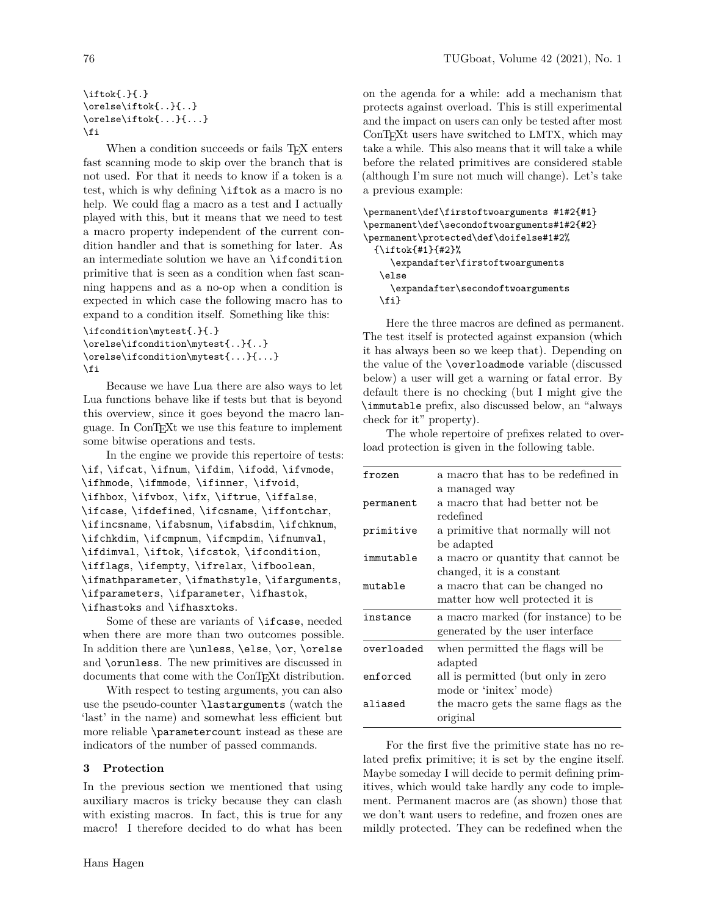```
\iftok{.}{.}
\orelse\iftok{..}{..}
\orelse\iftok{...}{...}
\fi
```

When a condition succeeds or fails TeX enters fast scanning mode to skip over the branch that is not used. For that it needs to know if a token is a test, which is why defining \iftok as a macro is no help. We could flag a macro as a test and I actually played with this, but it means that we need to test a macro property independent of the current condition handler and that is something for later. As an intermediate solution we have an \ifcondition primitive that is seen as a condition when fast scanning happens and as a no-op when a condition is expected in which case the following macro has to expand to a condition itself. Something like this:

```
\ifcondition\mytest{.}{.}
\orelse\ifcondition\mytest{..}{..}
\orelse\ifcondition\mytest{...}{...}
\fi
```

Because we have Lua there are also ways to let Lua functions behave like if tests but that is beyond this overview, since it goes beyond the macro language. In ConTeXt we use this feature to implement some bitwise operations and tests.

In the engine we provide this repertoire of tests: \if, \ifcat, \ifnum, \ifdim, \ifodd, \ifvmode, \ifhmode, \ifmmode, \ifinner, \ifvoid, \ifhbox, \ifvbox, \ifx, \iftrue, \iffalse, \ifcase, \ifdefined, \ifcsname, \iffontchar, \ifincsname, \ifabsnum, \ifabsdim, \ifchknum, \ifchkdim, \ifcmpnum, \ifcmpdim, \ifnumval, \ifdimval, \iftok, \ifcstok, \ifcondition, \ifflags, \ifempty, \ifrelax, \ifboolean, \ifmathparameter, \ifmathstyle, \ifarguments, \ifparameters, \ifparameter, \ifhastok, \ifhastoks and \ifhasxtoks.

Some of these are variants of \ifcase, needed when there are more than two outcomes possible. In addition there are \unless, \else, \or, \orelse and \orunless. The new primitives are discussed in documents that come with the ConTeXt distribution.

With respect to testing arguments, you can also use the pseudo-counter \lastarguments (watch the 'last' in the name) and somewhat less efficient but more reliable \parametercount instead as these are indicators of the number of passed commands.

## 3 Protection

In the previous section we mentioned that using auxiliary macros is tricky because they can clash with existing macros. In fact, this is true for any macro! I therefore decided to do what has been on the agenda for a while: add a mechanism that protects against overload. This is still experimental and the impact on users can only be tested after most ConTeXt users have switched to LMTX, which may take a while. This also means that it will take a while before the related primitives are considered stable (although I'm sure not much will change). Let's take a previous example:

```
\permanent\def\firstoftwoarguments #1#2{#1}
\permanent\def\secondoftwoarguments#1#2{#2}
\permanent\protected\def\doifelse#1#2%
  {\iftok{#1}{#2}%
     \expandafter\firstoftwoarguments
   \else
     \expandafter\secondoftwoarguments
   \fi}
```

Here the three macros are defined as permanent. The test itself is protected against expansion (which it has always been so we keep that). Depending on the value of the \overloadmode variable (discussed below) a user will get a warning or fatal error. By default there is no checking (but I might give the \immutable prefix, also discussed below, an "always check for it" property).

The whole repertoire of prefixes related to overload protection is given in the following table.

| | |
|---|---|
| frozen | a macro that has to be redefined in a managed way |
| permanent | a macro that had better not be redefined |
| primitive | a primitive that normally will not be adapted |
| immutable | a macro or quantity that cannot be changed, it is a constant |
| mutable | a macro that can be changed no matter how well protected it is |
| instance | a macro marked (for instance) to be generated by the user interface |
| overloaded | when permitted the flags will be adapted |
| enforced | all is permitted (but only in zero mode or 'initex' mode) |
| aliased | the macro gets the same flags as the original |

For the first five the primitive state has no related prefix primitive; it is set by the engine itself. Maybe someday I will decide to permit defining primitives, which would take hardly any code to implement. Permanent macros are (as shown) those that we don't want users to redefine, and frozen ones are mildly protected. They can be redefined when the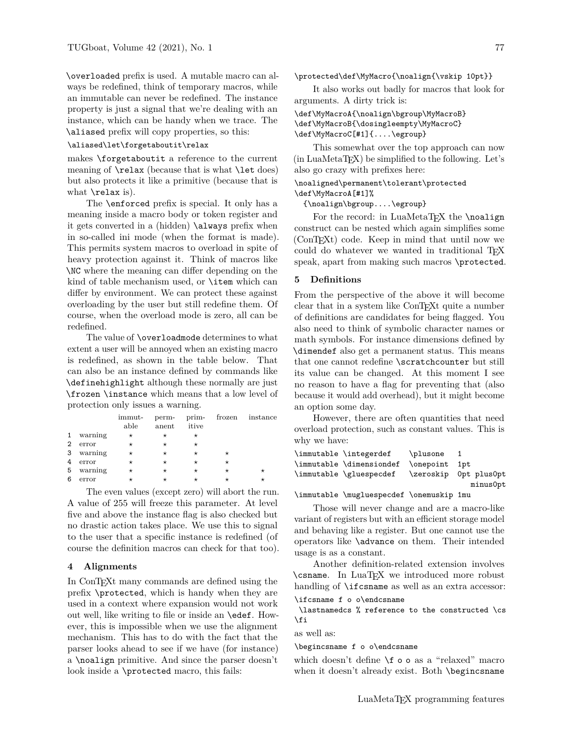\overloaded prefix is used. A mutable macro can always be redefined, think of temporary macros, while an immutable can never be redefined. The instance property is just a signal that we're dealing with an instance, which can be handy when we trace. The \aliased prefix will copy properties, so this:

```
\aliased\let\forgetaboutit\relax
```

makes \forgetaboutit a reference to the current meaning of \relax (because that is what \let does) but also protects it like a primitive (because that is what \relax is).

The \enforced prefix is special. It only has a meaning inside a macro body or token register and it gets converted in a (hidden) \always prefix when in so-called ini mode (when the format is made). This permits system macros to overload in spite of heavy protection against it. Think of macros like \NC where the meaning can differ depending on the kind of table mechanism used, or \item which can differ by environment. We can protect these against overloading by the user but still redefine them. Of course, when the overload mode is zero, all can be redefined.

The value of \overloadmode determines to what extent a user will be annoyed when an existing macro is redefined, as shown in the table below. That can also be an instance defined by commands like \definehighlight although these normally are just \frozen \instance which means that a low level of protection only issues a warning.

| | | immutable | permanent | primitive | frozen | instance |
|---|---|---|---|---|---|---|
| 1 | warning | ⋆ | ⋆ | ⋆ | | |
| 2 | error | ⋆ | ⋆ | ⋆ | | |
| 3 | warning | ⋆ | ⋆ | ⋆ | ⋆ | |
| 4 | error | ⋆ | ⋆ | ⋆ | ⋆ | |
| 5 | warning | ⋆ | ⋆ | ⋆ | ⋆ | ⋆ |
| 6 | error | ⋆ | ⋆ | ⋆ | ⋆ | ⋆ |

The even values (except zero) will abort the run. A value of 255 will freeze this parameter. At level five and above the instance flag is also checked but no drastic action takes place. We use this to signal to the user that a specific instance is redefined (of course the definition macros can check for that too).

## 4 Alignments

In ConTEXt many commands are defined using the prefix \protected, which is handy when they are used in a context where expansion would not work out well, like writing to file or inside an \edef. However, this is impossible when we use the alignment mechanism. This has to do with the fact that the parser looks ahead to see if we have (for instance) a \noalign primitive. And since the parser doesn't look inside a \protected macro, this fails:

```
\protected\def\MyMacro{\noalign{\vskip 10pt}}
```

It also works out badly for macros that look for arguments. A dirty trick is:

```
\def\MyMacroA{\noalign\bgroup\MyMacroB}
\def\MyMacroB{\dosingleempty\MyMacroC}
\def\MyMacroC[#1]{....\egroup}
```

This somewhat over the top approach can now (in LuaMetaTEX) be simplified to the following. Let's also go crazy with prefixes here:

```
\noaligned\permanent\tolerant\protected
\def\MyMacroA[#1]%
  {\noalign\bgroup....\egroup}
```

For the record: in LuaMetaTEX the \noalign construct can be nested which again simplifies some (ConTEXt) code. Keep in mind that until now we could do whatever we wanted in traditional TEX speak, apart from making such macros \protected.

## 5 Definitions

From the perspective of the above it will become clear that in a system like ConTEXt quite a number of definitions are candidates for being flagged. You also need to think of symbolic character names or math symbols. For instance dimensions defined by \dimendef also get a permanent status. This means that one cannot redefine \scratchcounter but still its value can be changed. At this moment I see no reason to have a flag for preventing that (also because it would add overhead), but it might become an option some day.

However, there are often quantities that need overload protection, such as constant values. This is why we have:

```
\immutable \integerdef    \plusone   1
\immutable \dimensiondef  \onepoint  1pt
\immutable \gluespecdef   \zeroskip  0pt plus0pt
                                         minus0pt
\immutable \mugluespecdef \onemuskip 1mu
```

Those will never change and are a macro-like variant of registers but with an efficient storage model and behaving like a register. But one cannot use the operators like \advance on them. Their intended usage is as a constant.

Another definition-related extension involves \csname. In LuaTEX we introduced more robust handling of \ifcsname as well as an extra accessor:

```
\ifcsname f o o\endcsname
 \lastnamedcs % reference to the constructed \cs
\fi
```

as well as:

```
\begincsname f o o\endcsname
```

which doesn't define \f o o as a "relaxed" macro when it doesn't already exist. Both \begincsname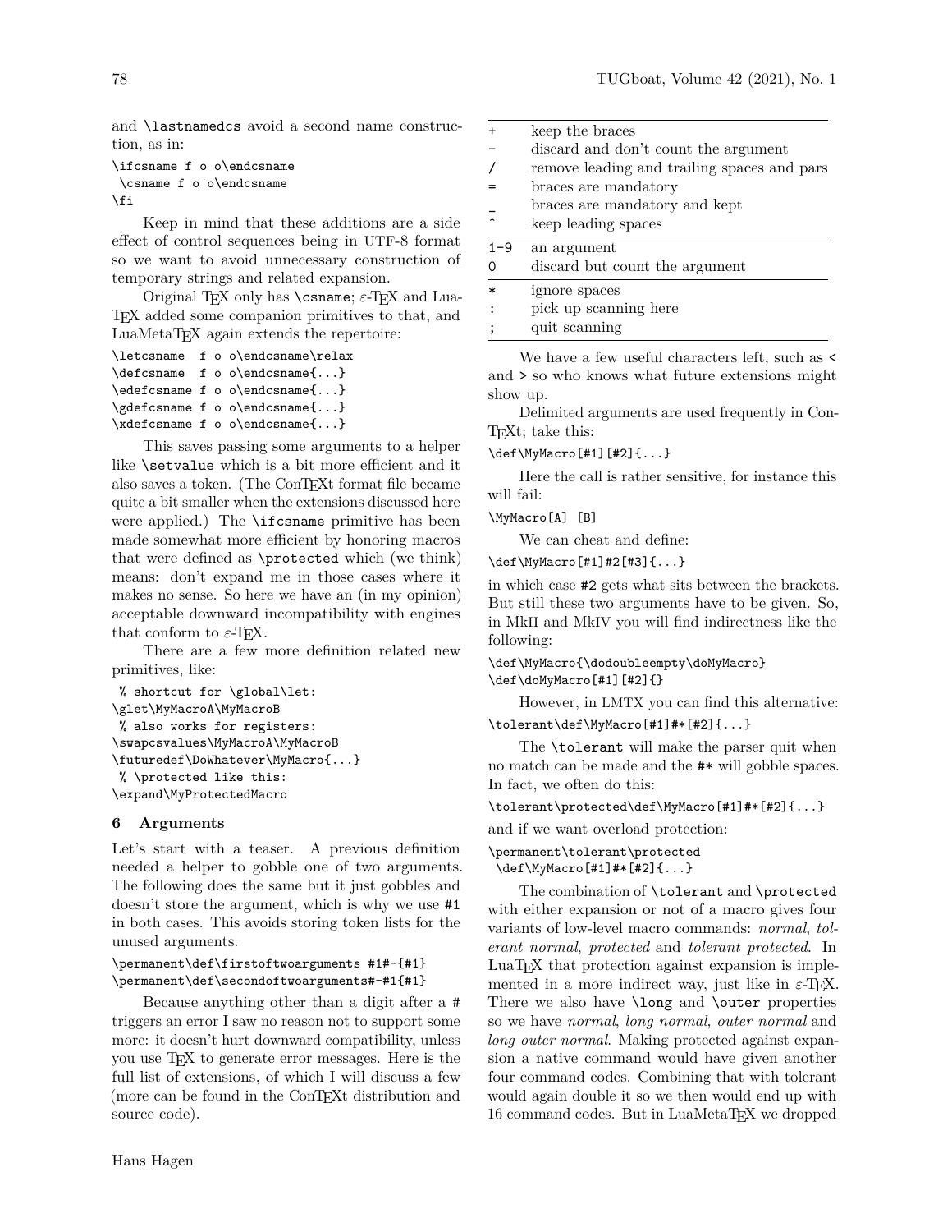and `\lastnamedcs` avoid a second name construction, as in:

```
\ifcsname f o o\endcsname
 \csname f o o\endcsname
\fi
```

Keep in mind that these additions are a side effect of control sequences being in UTF-8 format so we want to avoid unnecessary construction of temporary strings and related expansion.

Original TeX only has `\csname`; ε-TeX and LuaTeX added some companion primitives to that, and LuaMetaTeX again extends the repertoire:

```
\letcsname  f o o\endcsname\relax
\defcsname  f o o\endcsname{...}
\edefcsname f o o\endcsname{...}
\gdefcsname f o o\endcsname{...}
\xdefcsname f o o\endcsname{...}
```

This saves passing some arguments to a helper like `\setvalue` which is a bit more efficient and it also saves a token. (The ConTeXt format file became quite a bit smaller when the extensions discussed here were applied.) The `\ifcsname` primitive has been made somewhat more efficient by honoring macros that were defined as `\protected` which (we think) means: don't expand me in those cases where it makes no sense. So here we have an (in my opinion) acceptable downward incompatibility with engines that conform to ε-TeX.

There are a few more definition related new primitives, like:

```
 % shortcut for \global\let:
\glet\MyMacroA\MyMacroB
 % also works for registers:
\swapcsvalues\MyMacroA\MyMacroB
\futuredef\DoWhatever\MyMacro{...}
 % \protected like this:
\expand\MyProtectedMacro
```

## 6 Arguments

Let's start with a teaser. A previous definition needed a helper to gobble one of two arguments. The following does the same but it just gobbles and doesn't store the argument, which is why we use `#1` in both cases. This avoids storing token lists for the unused arguments.

```
\permanent\def\firstoftwoarguments #1#-{#1}
\permanent\def\secondoftwoarguments#-#1{#1}
```

Because anything other than a digit after a `#` triggers an error I saw no reason not to support some more: it doesn't hurt downward compatibility, unless you use TeX to generate error messages. Here is the full list of extensions, of which I will discuss a few (more can be found in the ConTeXt distribution and source code).

| | |
|---|---|
| `+` | keep the braces |
| `-` | discard and don't count the argument |
| `/` | remove leading and trailing spaces and pars |
| `=` | braces are mandatory |
| `_` | braces are mandatory and kept |
| `^` | keep leading spaces |
| `1-9` | an argument |
| `0` | discard but count the argument |
| `*` | ignore spaces |
| `:` | pick up scanning here |
| `;` | quit scanning |

We have a few useful characters left, such as `<` and `>` so who knows what future extensions might show up.

Delimited arguments are used frequently in ConTeXt; take this:

```
\def\MyMacro[#1][#2]{...}
```

Here the call is rather sensitive, for instance this will fail:

```
\MyMacro[A] [B]
```

We can cheat and define:

```
\def\MyMacro[#1]#2[#3]{...}
```

in which case `#2` gets what sits between the brackets. But still these two arguments have to be given. So, in MkII and MkIV you will find indirectness like the following:

```
\def\MyMacro{\dodoubleempty\doMyMacro}
\def\doMyMacro[#1][#2]{}
```

However, in LMTX you can find this alternative:

```
\tolerant\def\MyMacro[#1]#*[#2]{...}
```

The `\tolerant` will make the parser quit when no match can be made and the `#*` will gobble spaces. In fact, we often do this:

```
\tolerant\protected\def\MyMacro[#1]#*[#2]{...}
```

and if we want overload protection:

```
\permanent\tolerant\protected
 \def\MyMacro[#1]#*[#2]{...}
```

The combination of `\tolerant` and `\protected` with either expansion or not of a macro gives four variants of low-level macro commands: *normal*, *tolerant normal*, *protected* and *tolerant protected*. In LuaTeX that protection against expansion is implemented in a more indirect way, just like in ε-TeX. There we also have `\long` and `\outer` properties so we have *normal*, *long normal*, *outer normal* and *long outer normal*. Making protected against expansion a native command would have given another four command codes. Combining that with tolerant would again double it so we then would end up with 16 command codes. But in LuaMetaTeX we dropped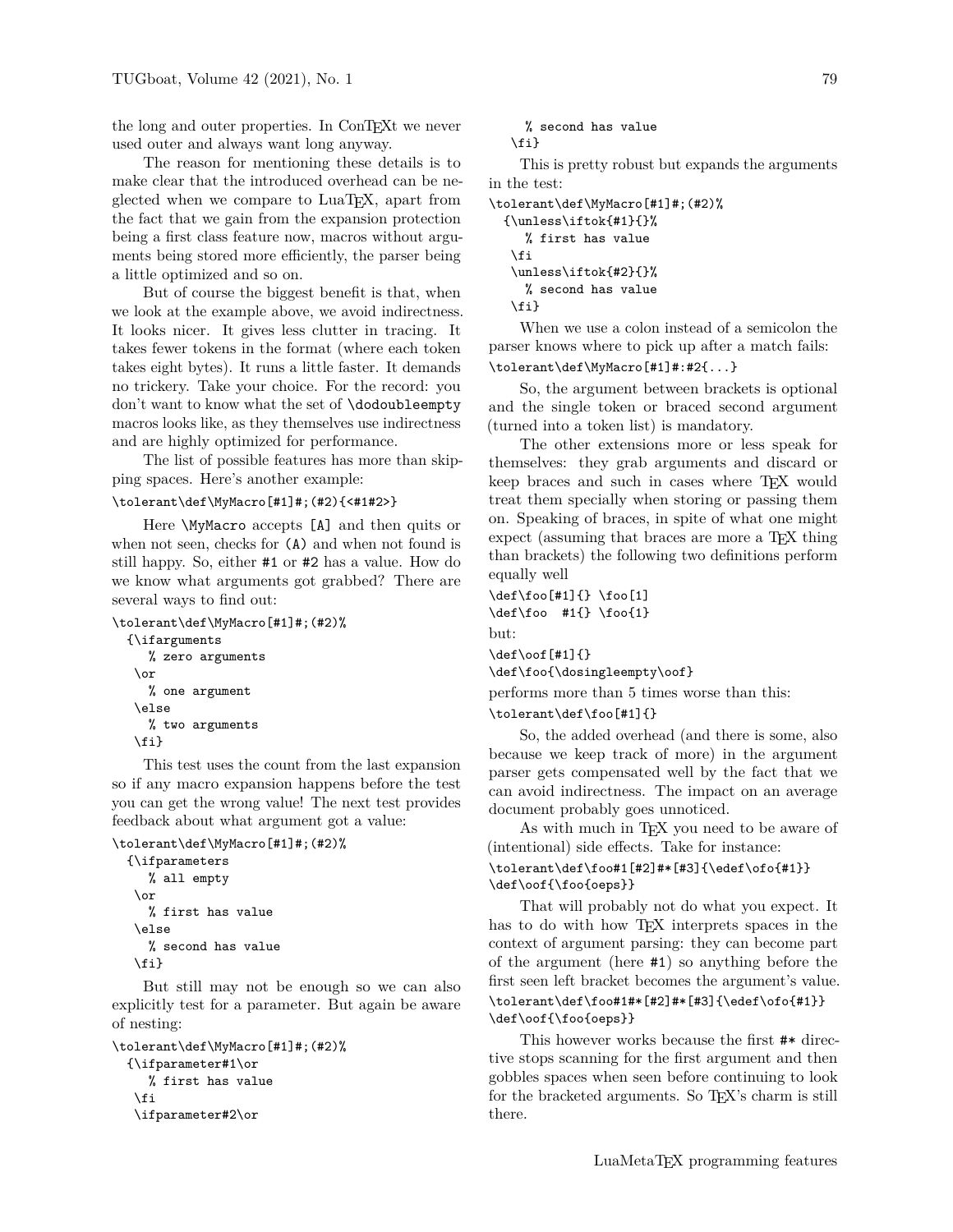the long and outer properties. In ConTEXt we never used outer and always want long anyway.

The reason for mentioning these details is to make clear that the introduced overhead can be neglected when we compare to LuaTEX, apart from the fact that we gain from the expansion protection being a first class feature now, macros without arguments being stored more efficiently, the parser being a little optimized and so on.

But of course the biggest benefit is that, when we look at the example above, we avoid indirectness. It looks nicer. It gives less clutter in tracing. It takes fewer tokens in the format (where each token takes eight bytes). It runs a little faster. It demands no trickery. Take your choice. For the record: you don't want to know what the set of `\dodoubleempty` macros looks like, as they themselves use indirectness and are highly optimized for performance.

The list of possible features has more than skipping spaces. Here's another example:

```
\tolerant\def\MyMacro[#1]#;(#2){<#1#2>}
```

Here `\MyMacro` accepts `[A]` and then quits or when not seen, checks for `(A)` and when not found is still happy. So, either `#1` or `#2` has a value. How do we know what arguments got grabbed? There are several ways to find out:

```
\tolerant\def\MyMacro[#1]#;(#2)%
  {\ifarguments
     % zero arguments
   \or
     % one argument
   \else
     % two arguments
   \fi}
```

This test uses the count from the last expansion so if any macro expansion happens before the test you can get the wrong value! The next test provides feedback about what argument got a value:

```
\tolerant\def\MyMacro[#1]#;(#2)%
  {\ifparameters
     % all empty
   \or
     % first has value
   \else
     % second has value
   \fi}
```

But still may not be enough so we can also explicitly test for a parameter. But again be aware of nesting:

```
\tolerant\def\MyMacro[#1]#;(#2)%
  {\ifparameter#1\or
     % first has value
   \fi
   \ifparameter#2\or
     % second has value
   \fi}
```

This is pretty robust but expands the arguments in the test:

```
\tolerant\def\MyMacro[#1]#;(#2)%
  {\unless\iftok{#1}{}%
     % first has value
   \fi
   \unless\iftok{#2}{}%
     % second has value
   \fi}
```

When we use a colon instead of a semicolon the parser knows where to pick up after a match fails:

```
\tolerant\def\MyMacro[#1]#:#2{...}
```

So, the argument between brackets is optional and the single token or braced second argument (turned into a token list) is mandatory.

The other extensions more or less speak for themselves: they grab arguments and discard or keep braces and such in cases where TEX would treat them specially when storing or passing them on. Speaking of braces, in spite of what one might expect (assuming that braces are more a TEX thing than brackets) the following two definitions perform equally well

```
\def\foo[#1]{} \foo[1]
\def\foo  #1{} \foo{1}
```

but:

```
\def\oof[#1]{}
\def\foo{\dosingleempty\oof}
```

performs more than 5 times worse than this:

```
\tolerant\def\foo[#1]{}
```

So, the added overhead (and there is some, also because we keep track of more) in the argument parser gets compensated well by the fact that we can avoid indirectness. The impact on an average document probably goes unnoticed.

As with much in TEX you need to be aware of (intentional) side effects. Take for instance:

```
\tolerant\def\foo#1[#2]#*[#3]{\edef\ofo{#1}}
\def\oof{\foo{oeps}}
```

That will probably not do what you expect. It has to do with how TEX interprets spaces in the context of argument parsing: they can become part of the argument (here `#1`) so anything before the first seen left bracket becomes the argument's value.

```
\tolerant\def\foo#1#*[#2]#*[#3]{\edef\ofo{#1}}
\def\oof{\foo{oeps}}
```

This however works because the first `#*` directive stops scanning for the first argument and then gobbles spaces when seen before continuing to look for the bracketed arguments. So TEX's charm is still there.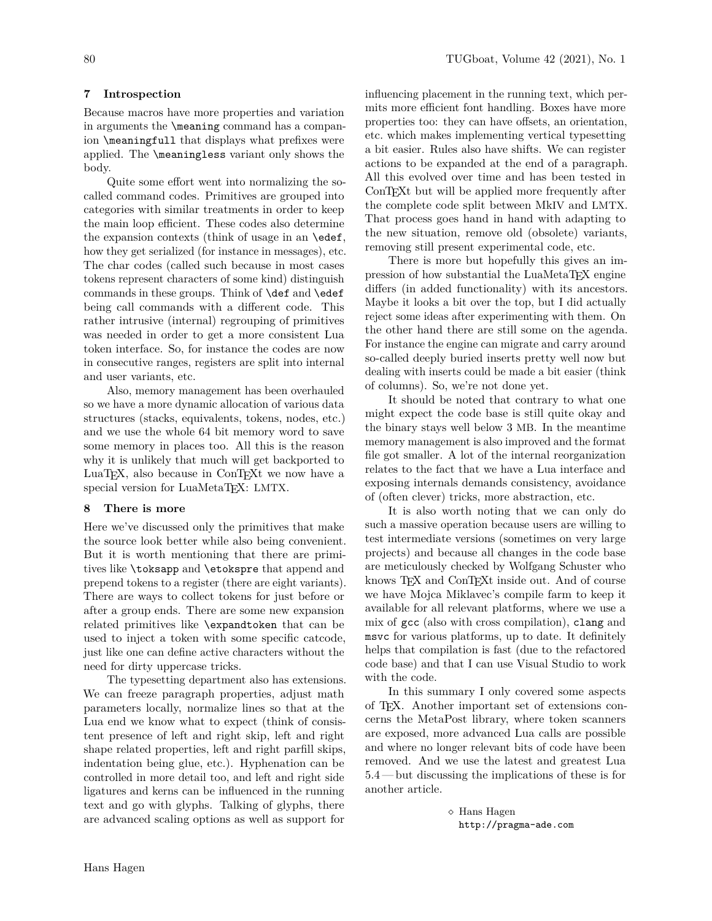## 7 Introspection

Because macros have more properties and variation in arguments the `\meaning` command has a companion `\meaningfull` that displays what prefixes were applied. The `\meaningless` variant only shows the body.

Quite some effort went into normalizing the so-called command codes. Primitives are grouped into categories with similar treatments in order to keep the main loop efficient. These codes also determine the expansion contexts (think of usage in an `\edef`, how they get serialized (for instance in messages), etc. The char codes (called such because in most cases tokens represent characters of some kind) distinguish commands in these groups. Think of `\def` and `\edef` being call commands with a different code. This rather intrusive (internal) regrouping of primitives was needed in order to get a more consistent Lua token interface. So, for instance the codes are now in consecutive ranges, registers are split into internal and user variants, etc.

Also, memory management has been overhauled so we have a more dynamic allocation of various data structures (stacks, equivalents, tokens, nodes, etc.) and we use the whole 64 bit memory word to save some memory in places too. All this is the reason why it is unlikely that much will get backported to LuaTEX, also because in ConTEXt we now have a special version for LuaMetaTEX: LMTX.

## 8 There is more

Here we've discussed only the primitives that make the source look better while also being convenient. But it is worth mentioning that there are primitives like `\toksapp` and `\etokspre` that append and prepend tokens to a register (there are eight variants). There are ways to collect tokens for just before or after a group ends. There are some new expansion related primitives like `\expandtoken` that can be used to inject a token with some specific catcode, just like one can define active characters without the need for dirty uppercase tricks.

The typesetting department also has extensions. We can freeze paragraph properties, adjust math parameters locally, normalize lines so that at the Lua end we know what to expect (think of consistent presence of left and right skip, left and right shape related properties, left and right parfill skips, indentation being glue, etc.). Hyphenation can be controlled in more detail too, and left and right side ligatures and kerns can be influenced in the running text and go with glyphs. Talking of glyphs, there are advanced scaling options as well as support for influencing placement in the running text, which permits more efficient font handling. Boxes have more properties too: they can have offsets, an orientation, etc. which makes implementing vertical typesetting a bit easier. Rules also have shifts. We can register actions to be expanded at the end of a paragraph. All this evolved over time and has been tested in ConTEXt but will be applied more frequently after the complete code split between MkIV and LMTX. That process goes hand in hand with adapting to the new situation, remove old (obsolete) variants, removing still present experimental code, etc.

There is more but hopefully this gives an impression of how substantial the LuaMetaTEX engine differs (in added functionality) with its ancestors. Maybe it looks a bit over the top, but I did actually reject some ideas after experimenting with them. On the other hand there are still some on the agenda. For instance the engine can migrate and carry around so-called deeply buried inserts pretty well now but dealing with inserts could be made a bit easier (think of columns). So, we're not done yet.

It should be noted that contrary to what one might expect the code base is still quite okay and the binary stays well below 3 MB. In the meantime memory management is also improved and the format file got smaller. A lot of the internal reorganization relates to the fact that we have a Lua interface and exposing internals demands consistency, avoidance of (often clever) tricks, more abstraction, etc.

It is also worth noting that we can only do such a massive operation because users are willing to test intermediate versions (sometimes on very large projects) and because all changes in the code base are meticulously checked by Wolfgang Schuster who knows TEX and ConTEXt inside out. And of course we have Mojca Miklavec's compile farm to keep it available for all relevant platforms, where we use a mix of `gcc` (also with cross compilation), `clang` and `msvc` for various platforms, up to date. It definitely helps that compilation is fast (due to the refactored code base) and that I can use Visual Studio to work with the code.

In this summary I only covered some aspects of TEX. Another important set of extensions concerns the MetaPost library, where token scanners are exposed, more advanced Lua calls are possible and where no longer relevant bits of code have been removed. And we use the latest and greatest Lua 5.4 — but discussing the implications of these is for another article.

◇ Hans Hagen
http://pragma-ade.com